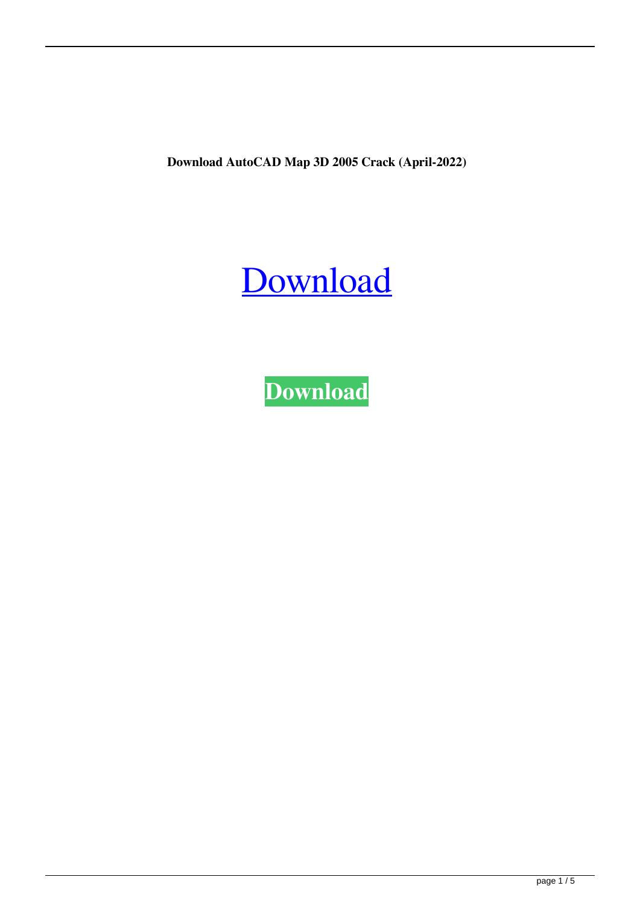**Download AutoCAD Map 3D 2005 Crack (April-2022)**

[Download]

**Download**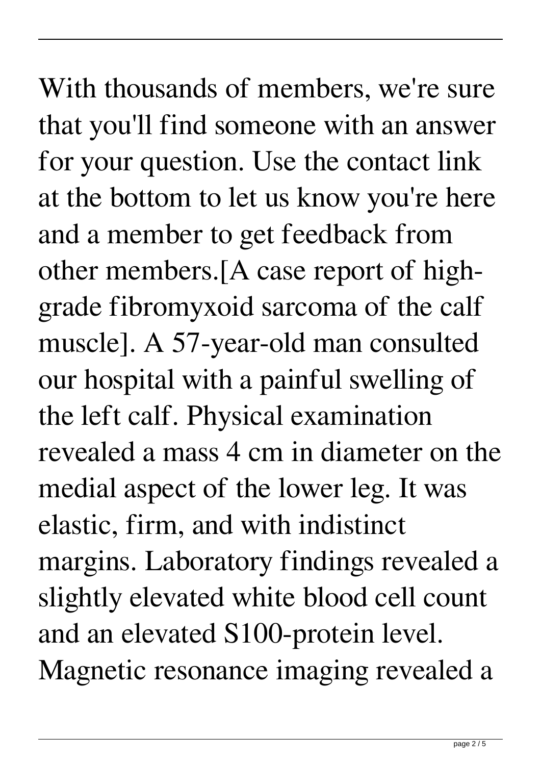With thousands of members, we're sure that you'll find someone with an answer for your question. Use the contact link at the bottom to let us know you're here and a member to get feedback from other members.[A case report of high-grade fibromyxoid sarcoma of the calf muscle]. A 57-year-old man consulted our hospital with a painful swelling of the left calf. Physical examination revealed a mass 4 cm in diameter on the medial aspect of the lower leg. It was elastic, firm, and with indistinct margins. Laboratory findings revealed a slightly elevated white blood cell count and an elevated S100-protein level. Magnetic resonance imaging revealed a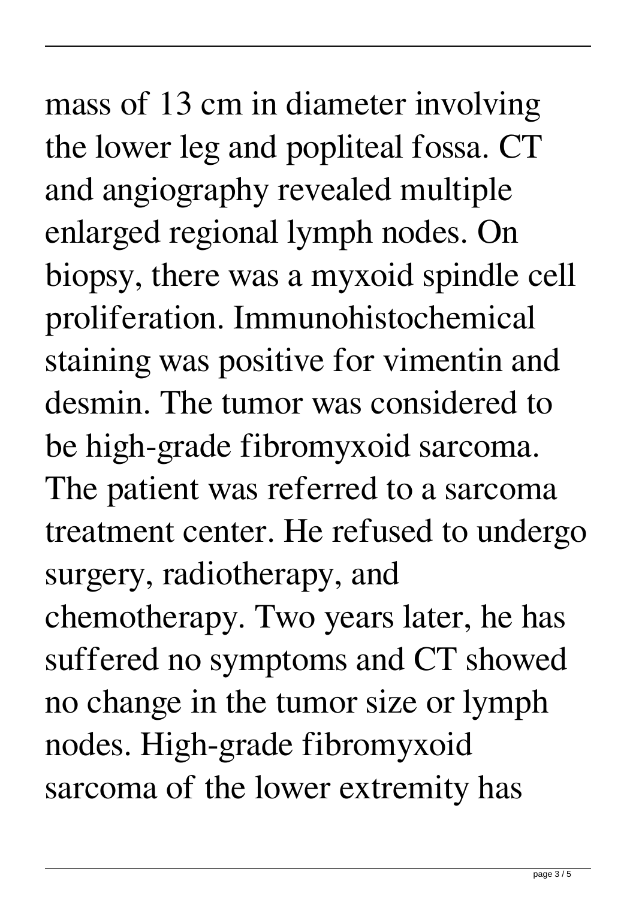mass of 13 cm in diameter involving the lower leg and popliteal fossa. CT and angiography revealed multiple enlarged regional lymph nodes. On biopsy, there was a myxoid spindle cell proliferation. Immunohistochemical staining was positive for vimentin and desmin. The tumor was considered to be high-grade fibromyxoid sarcoma. The patient was referred to a sarcoma treatment center. He refused to undergo surgery, radiotherapy, and chemotherapy. Two years later, he has suffered no symptoms and CT showed no change in the tumor size or lymph nodes. High-grade fibromyxoid sarcoma of the lower extremity has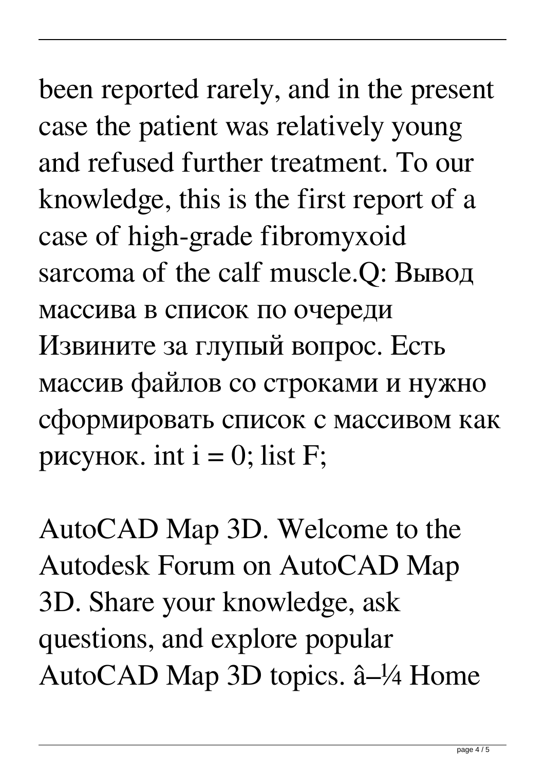been reported rarely, and in the present case the patient was relatively young and refused further treatment. To our knowledge, this is the first report of a case of high-grade fibromyxoid sarcoma of the calf muscle.Q: Вывод массива в список по очереди Извините за глупый вопрос. Есть массив файлов со строками и нужно сформировать список с массивом как рисунок. int i = 0; list F;

AutoCAD Map 3D. Welcome to the Autodesk Forum on AutoCAD Map 3D. Share your knowledge, ask questions, and explore popular AutoCAD Map 3D topics. â–¼ Home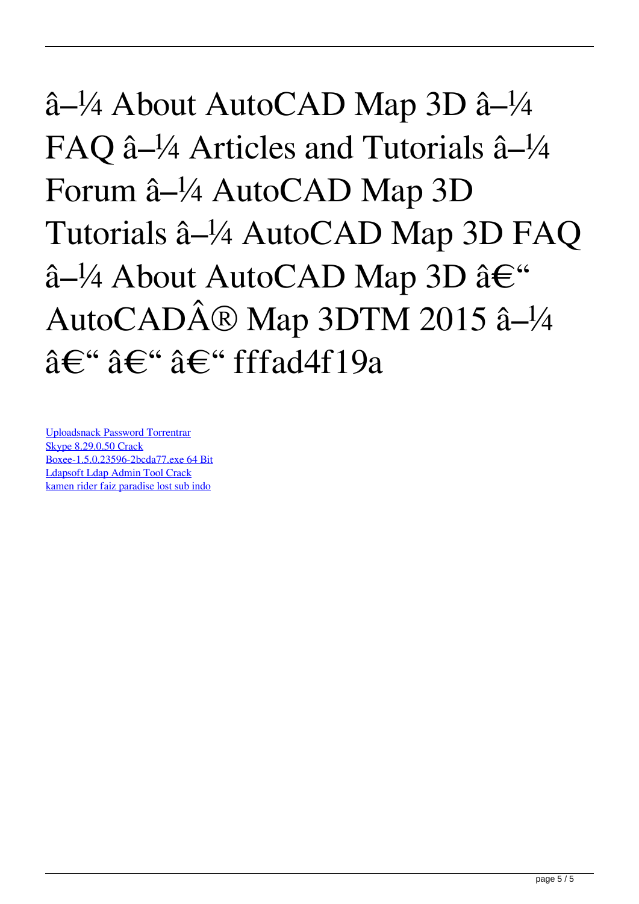â–¼ About AutoCAD Map 3D â–¼ FAQ â–¼ Articles and Tutorials â–¼ Forum â–¼ AutoCAD Map 3D Tutorials â–¼ AutoCAD Map 3D FAQ â–¼ About AutoCAD Map 3D â€" AutoCADÂ® Map 3DTM 2015 â–¼ â€" â€" â€" fffad4f19a

Uploadsnack Password Torrentrar
Skype 8.29.0.50 Crack
Boxee-1.5.0.23596-2bcda77.exe 64 Bit
Ldapsoft Ldap Admin Tool Crack
kamen rider faiz paradise lost sub indo